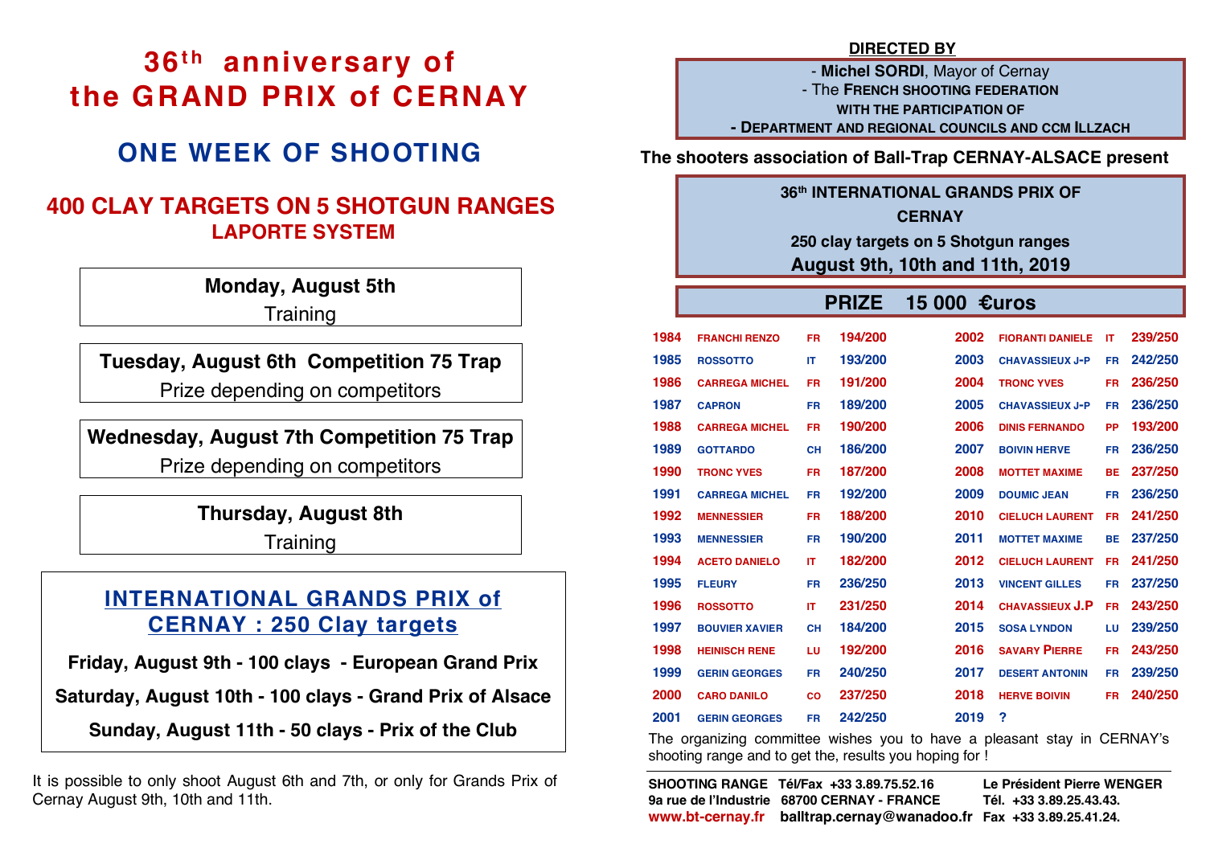# 36th anniversary of the GRAND PRIX of CERNAY

## ONE WEEK OF SHOOTING

### 400 CLAY TARGETS ON 5 SHOTGUN RANGES
### LAPORTE SYSTEM

**Monday, August 5th**
Training

**Tuesday, August 6th Competition 75 Trap**
Prize depending on competitors

**Wednesday, August 7th Competition 75 Trap**
Prize depending on competitors

**Thursday, August 8th**
Training

## INTERNATIONAL GRANDS PRIX of CERNAY : 250 Clay targets

**Friday, August 9th - 100 clays - European Grand Prix**

**Saturday, August 10th - 100 clays - Grand Prix of Alsace**

**Sunday, August 11th - 50 clays - Prix of the Club**

It is possible to only shoot August 6th and 7th, or only for Grands Prix of Cernay August 9th, 10th and 11th.

**DIRECTED BY**

- **Michel SORDI**, Mayor of Cernay
- The **FRENCH SHOOTING FEDERATION**
**WITH THE PARTICIPATION OF**
- **DEPARTMENT AND REGIONAL COUNCILS AND CCM ILLZACH**

**The shooters association of Ball-Trap CERNAY-ALSACE present**

**36th INTERNATIONAL GRANDS PRIX OF CERNAY**
**250 clay targets on 5 Shotgun ranges**
**August 9th, 10th and 11th, 2019**

**PRIZE 15 000 €uros**

| Year | Winner | Country | Score | Year | Winner | Country | Score |
|---|---|---|---|---|---|---|---|
| 1984 | FRANCHI RENZO | FR | 194/200 | 2002 | FIORANTI DANIELE | IT | 239/250 |
| 1985 | ROSSOTTO | IT | 193/200 | 2003 | CHAVASSIEUX J-P | FR | 242/250 |
| 1986 | CARREGA MICHEL | FR | 191/200 | 2004 | TRONC YVES | FR | 236/250 |
| 1987 | CAPRON | FR | 189/200 | 2005 | CHAVASSIEUX J-P | FR | 236/250 |
| 1988 | CARREGA MICHEL | FR | 190/200 | 2006 | DINIS FERNANDO | PP | 193/200 |
| 1989 | GOTTARDO | CH | 186/200 | 2007 | BOIVIN HERVE | FR | 236/250 |
| 1990 | TRONC YVES | FR | 187/200 | 2008 | MOTTET MAXIME | BE | 237/250 |
| 1991 | CARREGA MICHEL | FR | 192/200 | 2009 | DOUMIC JEAN | FR | 236/250 |
| 1992 | MENNESSIER | FR | 188/200 | 2010 | CIELUCH LAURENT | FR | 241/250 |
| 1993 | MENNESSIER | FR | 190/200 | 2011 | MOTTET MAXIME | BE | 237/250 |
| 1994 | ACETO DANIELO | IT | 182/200 | 2012 | CIELUCH LAURENT | FR | 241/250 |
| 1995 | FLEURY | FR | 236/250 | 2013 | VINCENT GILLES | FR | 237/250 |
| 1996 | ROSSOTTO | IT | 231/250 | 2014 | CHAVASSIEUX J.P | FR | 243/250 |
| 1997 | BOUVIER XAVIER | CH | 184/200 | 2015 | SOSA LYNDON | LU | 239/250 |
| 1998 | HEINISCH RENE | LU | 192/200 | 2016 | SAVARY PIERRE | FR | 243/250 |
| 1999 | GERIN GEORGES | FR | 240/250 | 2017 | DESERT ANTONIN | FR | 239/250 |
| 2000 | CARO DANILO | CO | 237/250 | 2018 | HERVE BOIVIN | FR | 240/250 |
| 2001 | GERIN GEORGES | FR | 242/250 | 2019 | ? | | |

The organizing committee wishes you to have a pleasant stay in CERNAY's shooting range and to get the, results you hoping for !

**SHOOTING RANGE Tél/Fax +33 3.89.75.52.16**
**9a rue de l'Industrie 68700 CERNAY - FRANCE**
**www.bt-cernay.fr balltrap.cernay@wanadoo.fr**

**Le Président Pierre WENGER**
**Tél. +33 3.89.25.43.43.**
**Fax +33 3.89.25.41.24.**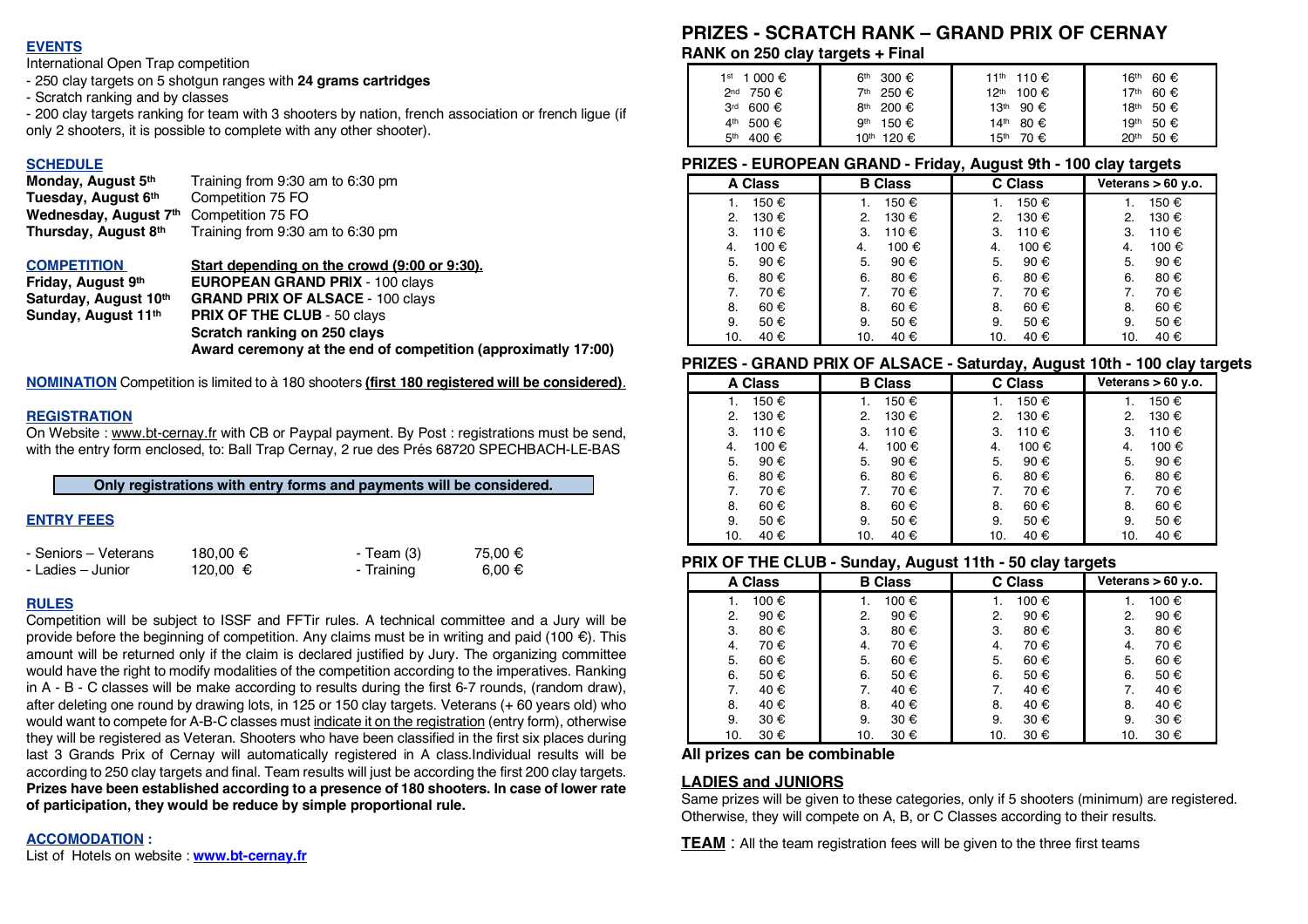## EVENTS

International Open Trap competition

- 250 clay targets on 5 shotgun ranges with **24 grams cartridges**
- Scratch ranking and by classes
- 200 clay targets ranking for team with 3 shooters by nation, french association or french ligue (if only 2 shooters, it is possible to complete with any other shooter).

## SCHEDULE

| | |
|---|---|
| **Monday, August 5th** | Training from 9:30 am to 6:30 pm |
| **Tuesday, August 6th** | Competition 75 FO |
| **Wednesday, August 7th** | Competition 75 FO |
| **Thursday, August 8th** | Training from 9:30 am to 6:30 pm |

| **COMPETITION** | **Start depending on the crowd (9:00 or 9:30).** |
|---|---|
| **Friday, August 9th** | **EUROPEAN GRAND PRIX** - 100 clays |
| **Saturday, August 10th** | **GRAND PRIX OF ALSACE** - 100 clays |
| **Sunday, August 11th** | **PRIX OF THE CLUB** - 50 clays |
| | **Scratch ranking on 250 clays** |
| | **Award ceremony at the end of competition (approximatly 17:00)** |

**NOMINATION** Competition is limited to à 180 shooters **(first 180 registered will be considered)**.

## REGISTRATION

On Website : www.bt-cernay.fr with CB or Paypal payment. By Post : registrations must be send, with the entry form enclosed, to: Ball Trap Cernay, 2 rue des Prés 68720 SPECHBACH-LE-BAS

**Only registrations with entry forms and payments will be considered.**

## ENTRY FEES

| | | | |
|---|---|---|---|
| - Seniors – Veterans | 180,00 € | - Team (3) | 75,00 € |
| - Ladies – Junior | 120,00 € | - Training | 6,00 € |

## RULES

Competition will be subject to ISSF and FFTir rules. A technical committee and a Jury will be provide before the beginning of competition. Any claims must be in writing and paid (100 €). This amount will be returned only if the claim is declared justified by Jury. The organizing committee would have the right to modify modalities of the competition according to the imperatives. Ranking in A - B - C classes will be make according to results during the first 6-7 rounds, (random draw), after deleting one round by drawing lots, in 125 or 150 clay targets. Veterans (+ 60 years old) who would want to compete for A-B-C classes must indicate it on the registration (entry form), otherwise they will be registered as Veteran. Shooters who have been classified in the first six places during last 3 Grands Prix of Cernay will automatically registered in A class.Individual results will be according to 250 clay targets and final. Team results will just be according the first 200 clay targets. **Prizes have been established according to a presence of 180 shooters. In case of lower rate of participation, they would be reduce by simple proportional rule.**

## ACCOMODATION :

List of Hotels on website : **www.bt-cernay.fr**

# PRIZES - SCRATCH RANK – GRAND PRIX OF CERNAY

**RANK on 250 clay targets + Final**

| | | | |
|---|---|---|---|
| 1st 1 000 € | 6th 300 € | 11th 110 € | 16th 60 € |
| 2nd 750 € | 7th 250 € | 12th 100 € | 17th 60 € |
| 3rd 600 € | 8th 200 € | 13th 90 € | 18th 50 € |
| 4th 500 € | 9th 150 € | 14th 80 € | 19th 50 € |
| 5th 400 € | 10th 120 € | 15th 70 € | 20th 50 € |

## PRIZES - EUROPEAN GRAND - Friday, August 9th - 100 clay targets

| A Class | B Class | C Class | Veterans > 60 y.o. |
|---|---|---|---|
| 1. 150 € | 1. 150 € | 1. 150 € | 1. 150 € |
| 2. 130 € | 2. 130 € | 2. 130 € | 2. 130 € |
| 3. 110 € | 3. 110 € | 3. 110 € | 3. 110 € |
| 4. 100 € | 4. 100 € | 4. 100 € | 4. 100 € |
| 5. 90 € | 5. 90 € | 5. 90 € | 5. 90 € |
| 6. 80 € | 6. 80 € | 6. 80 € | 6. 80 € |
| 7. 70 € | 7. 70 € | 7. 70 € | 7. 70 € |
| 8. 60 € | 8. 60 € | 8. 60 € | 8. 60 € |
| 9. 50 € | 9. 50 € | 9. 50 € | 9. 50 € |
| 10. 40 € | 10. 40 € | 10. 40 € | 10. 40 € |

## PRIZES - GRAND PRIX OF ALSACE - Saturday, August 10th - 100 clay targets

| A Class | B Class | C Class | Veterans > 60 y.o. |
|---|---|---|---|
| 1. 150 € | 1. 150 € | 1. 150 € | 1. 150 € |
| 2. 130 € | 2. 130 € | 2. 130 € | 2. 130 € |
| 3. 110 € | 3. 110 € | 3. 110 € | 3. 110 € |
| 4. 100 € | 4. 100 € | 4. 100 € | 4. 100 € |
| 5. 90 € | 5. 90 € | 5. 90 € | 5. 90 € |
| 6. 80 € | 6. 80 € | 6. 80 € | 6. 80 € |
| 7. 70 € | 7. 70 € | 7. 70 € | 7. 70 € |
| 8. 60 € | 8. 60 € | 8. 60 € | 8. 60 € |
| 9. 50 € | 9. 50 € | 9. 50 € | 9. 50 € |
| 10. 40 € | 10. 40 € | 10. 40 € | 10. 40 € |

## PRIX OF THE CLUB - Sunday, August 11th - 50 clay targets

| A Class | B Class | C Class | Veterans > 60 y.o. |
|---|---|---|---|
| 1. 100 € | 1. 100 € | 1. 100 € | 1. 100 € |
| 2. 90 € | 2. 90 € | 2. 90 € | 2. 90 € |
| 3. 80 € | 3. 80 € | 3. 80 € | 3. 80 € |
| 4. 70 € | 4. 70 € | 4. 70 € | 4. 70 € |
| 5. 60 € | 5. 60 € | 5. 60 € | 5. 60 € |
| 6. 50 € | 6. 50 € | 6. 50 € | 6. 50 € |
| 7. 40 € | 7. 40 € | 7. 40 € | 7. 40 € |
| 8. 40 € | 8. 40 € | 8. 40 € | 8. 40 € |
| 9. 30 € | 9. 30 € | 9. 30 € | 9. 30 € |
| 10. 30 € | 10. 30 € | 10. 30 € | 10. 30 € |

**All prizes can be combinable**

## LADIES and JUNIORS

Same prizes will be given to these categories, only if 5 shooters (minimum) are registered. Otherwise, they will compete on A, B, or C Classes according to their results.

**TEAM** : All the team registration fees will be given to the three first teams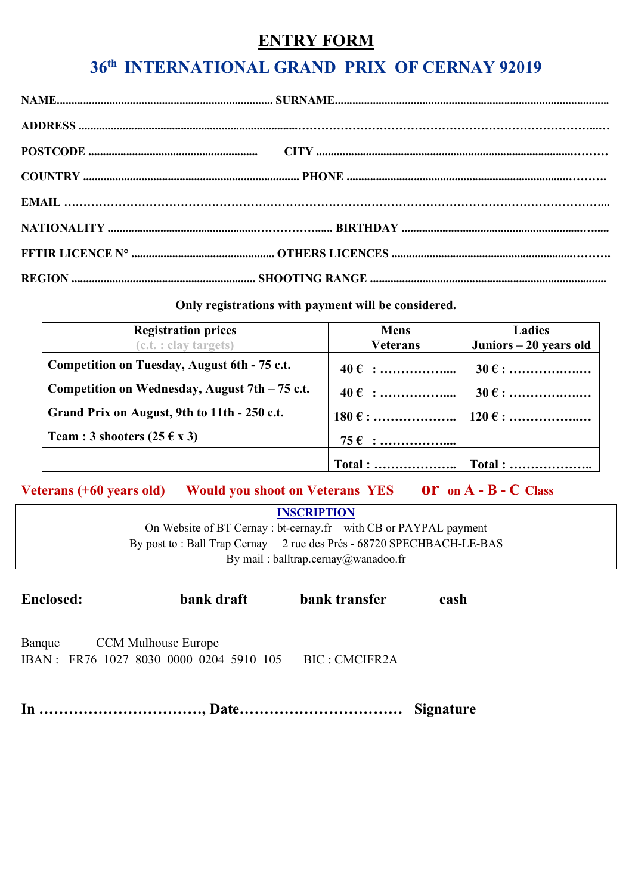# ENTRY FORM

## 36th INTERNATIONAL GRAND PRIX OF CERNAY 92019

**NAME**........................................................................ **SURNAME**..........................................................................................

**ADDRESS** ..........................................................................................................................................................

**POSTCODE** ......................................................... **CITY** ....................................................................................

**COUNTRY** ........................................................................ **PHONE** ..............................................................................

**EMAIL** ..............................................................................................................................................................

**NATIONALITY** ........................................................... **BIRTHDAY** ....................................................................

**FFTIR LICENCE N°** ................................................ **OTHERS LICENCES** ..........................................................

**REGION** ............................................................. **SHOOTING RANGE** ..........................................................

**Only registrations with payment will be considered.**

| Registration prices (c.t. : clay targets) | Mens Veterans | Ladies Juniors – 20 years old |
|---|---|---|
| **Competition on Tuesday, August 6th - 75 c.t.** | 40 € : .................. | 30 € : .................... |
| **Competition on Wednesday, August 7th – 75 c.t.** | 40 € : .................. | 30 € : .................... |
| **Grand Prix on August, 9th to 11th - 250 c.t.** | 180 € : .................. | 120 € : .................. |
| **Team : 3 shooters (25 € x 3)** | 75 € : .................. | |
| | Total : .................. | Total : .................. |

**Veterans (+60 years old) Would you shoot on Veterans YES or on A - B - C Class**

**INSCRIPTION**

On Website of BT Cernay : bt-cernay.fr with CB or PAYPAL payment

By post to : Ball Trap Cernay 2 rue des Prés - 68720 SPECHBACH-LE-BAS

By mail : balltrap.cernay@wanadoo.fr

**Enclosed:** **bank draft** **bank transfer** **cash**

Banque CCM Mulhouse Europe

IBAN : FR76 1027 8030 0000 0204 5910 105 BIC : CMCIFR2A

**In ................................, Date................................ Signature**